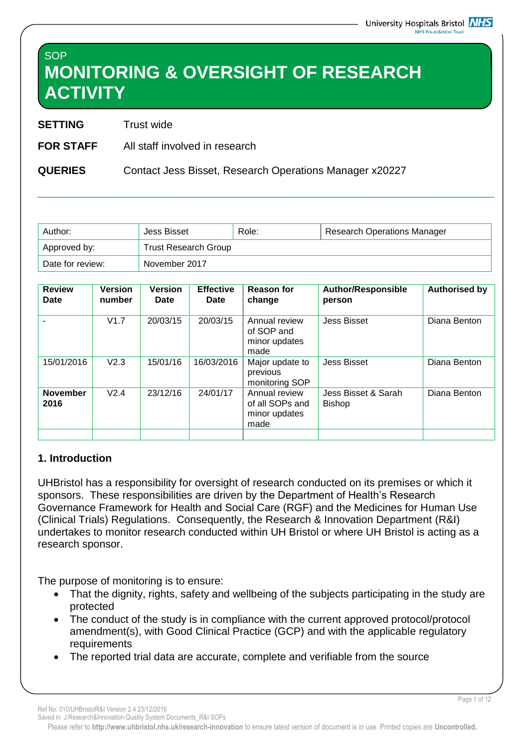SOP

# MONITORING & OVERSIGHT OF RESEARCH ACTIVITY

**SETTING** Trust wide

**FOR STAFF** All staff involved in research

**QUERIES** Contact Jess Bisset, Research Operations Manager x20227

---

| Author: | Jess Bisset | Role: | Research Operations Manager |
|---|---|---|---|
| Approved by: | Trust Research Group | | |
| Date for review: | November 2017 | | |

| Review Date | Version number | Version Date | Effective Date | Reason for change | Author/Responsible person | Authorised by |
|---|---|---|---|---|---|---|
| - | V1.7 | 20/03/15 | 20/03/15 | Annual review of SOP and minor updates made | Jess Bisset | Diana Benton |
| 15/01/2016 | V2.3 | 15/01/16 | 16/03/2016 | Major update to previous monitoring SOP | Jess Bisset | Diana Benton |
| **November 2016** | V2.4 | 23/12/16 | 24/01/17 | Annual review of all SOPs and minor updates made | Jess Bisset & Sarah Bishop | Diana Benton |
| | | | | | | |

## 1. Introduction

UHBristol has a responsibility for oversight of research conducted on its premises or which it sponsors. These responsibilities are driven by the Department of Health's Research Governance Framework for Health and Social Care (RGF) and the Medicines for Human Use (Clinical Trials) Regulations. Consequently, the Research & Innovation Department (R&I) undertakes to monitor research conducted within UH Bristol or where UH Bristol is acting as a research sponsor.

The purpose of monitoring is to ensure:

- That the dignity, rights, safety and wellbeing of the subjects participating in the study are protected
- The conduct of the study is in compliance with the current approved protocol/protocol amendment(s), with Good Clinical Practice (GCP) and with the applicable regulatory requirements
- The reported trial data are accurate, complete and verifiable from the source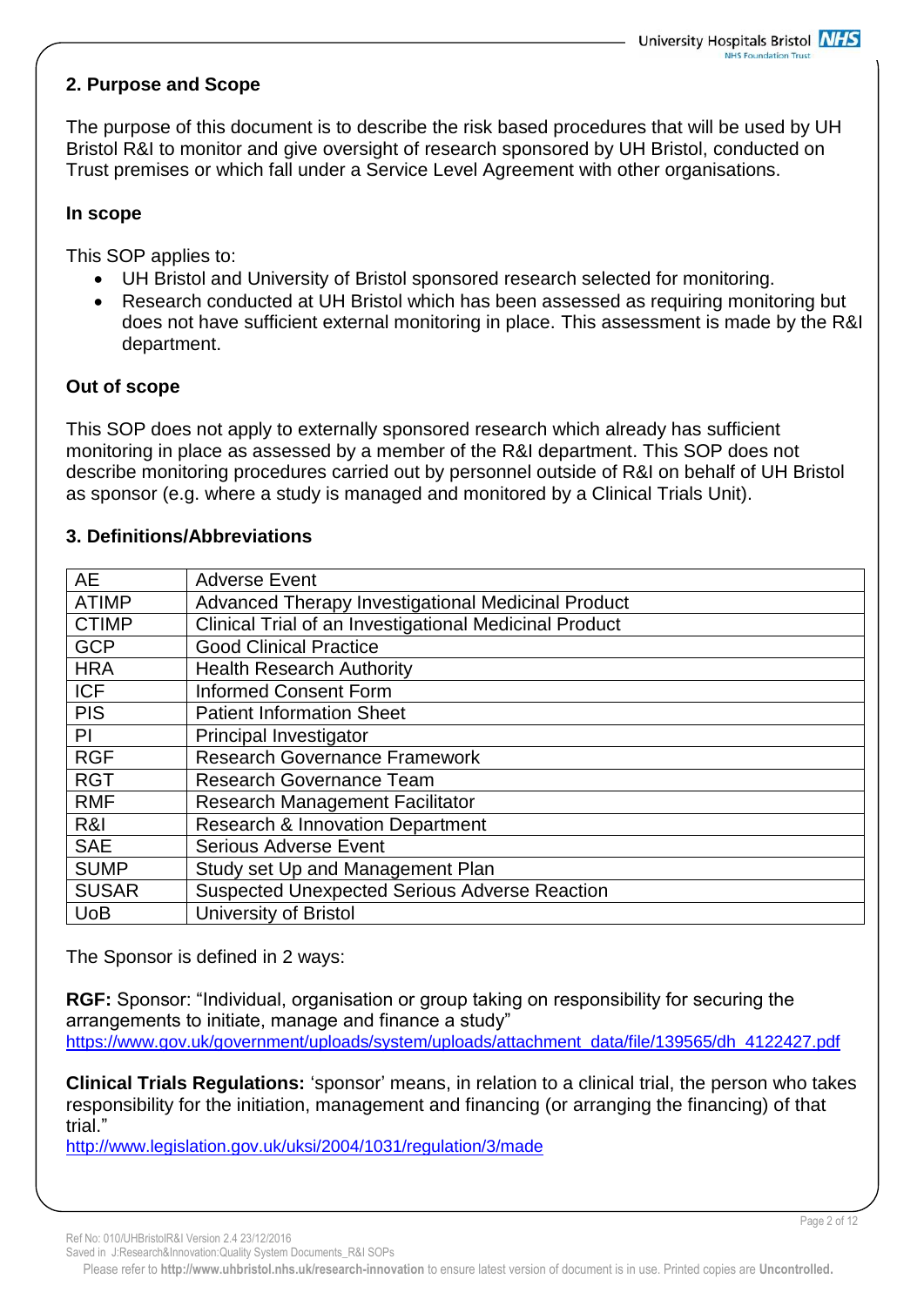## 2. Purpose and Scope

The purpose of this document is to describe the risk based procedures that will be used by UH Bristol R&I to monitor and give oversight of research sponsored by UH Bristol, conducted on Trust premises or which fall under a Service Level Agreement with other organisations.

### In scope

This SOP applies to:

- UH Bristol and University of Bristol sponsored research selected for monitoring.
- Research conducted at UH Bristol which has been assessed as requiring monitoring but does not have sufficient external monitoring in place. This assessment is made by the R&I department.

### Out of scope

This SOP does not apply to externally sponsored research which already has sufficient monitoring in place as assessed by a member of the R&I department. This SOP does not describe monitoring procedures carried out by personnel outside of R&I on behalf of UH Bristol as sponsor (e.g. where a study is managed and monitored by a Clinical Trials Unit).

## 3. Definitions/Abbreviations

| | |
|---|---|
| AE | Adverse Event |
| ATIMP | Advanced Therapy Investigational Medicinal Product |
| CTIMP | Clinical Trial of an Investigational Medicinal Product |
| GCP | Good Clinical Practice |
| HRA | Health Research Authority |
| ICF | Informed Consent Form |
| PIS | Patient Information Sheet |
| PI | Principal Investigator |
| RGF | Research Governance Framework |
| RGT | Research Governance Team |
| RMF | Research Management Facilitator |
| R&I | Research & Innovation Department |
| SAE | Serious Adverse Event |
| SUMP | Study set Up and Management Plan |
| SUSAR | Suspected Unexpected Serious Adverse Reaction |
| UoB | University of Bristol |

The Sponsor is defined in 2 ways:

**RGF:** Sponsor: "Individual, organisation or group taking on responsibility for securing the arrangements to initiate, manage and finance a study"
https://www.gov.uk/government/uploads/system/uploads/attachment_data/file/139565/dh_4122427.pdf

**Clinical Trials Regulations:** 'sponsor' means, in relation to a clinical trial, the person who takes responsibility for the initiation, management and financing (or arranging the financing) of that trial."
http://www.legislation.gov.uk/uksi/2004/1031/regulation/3/made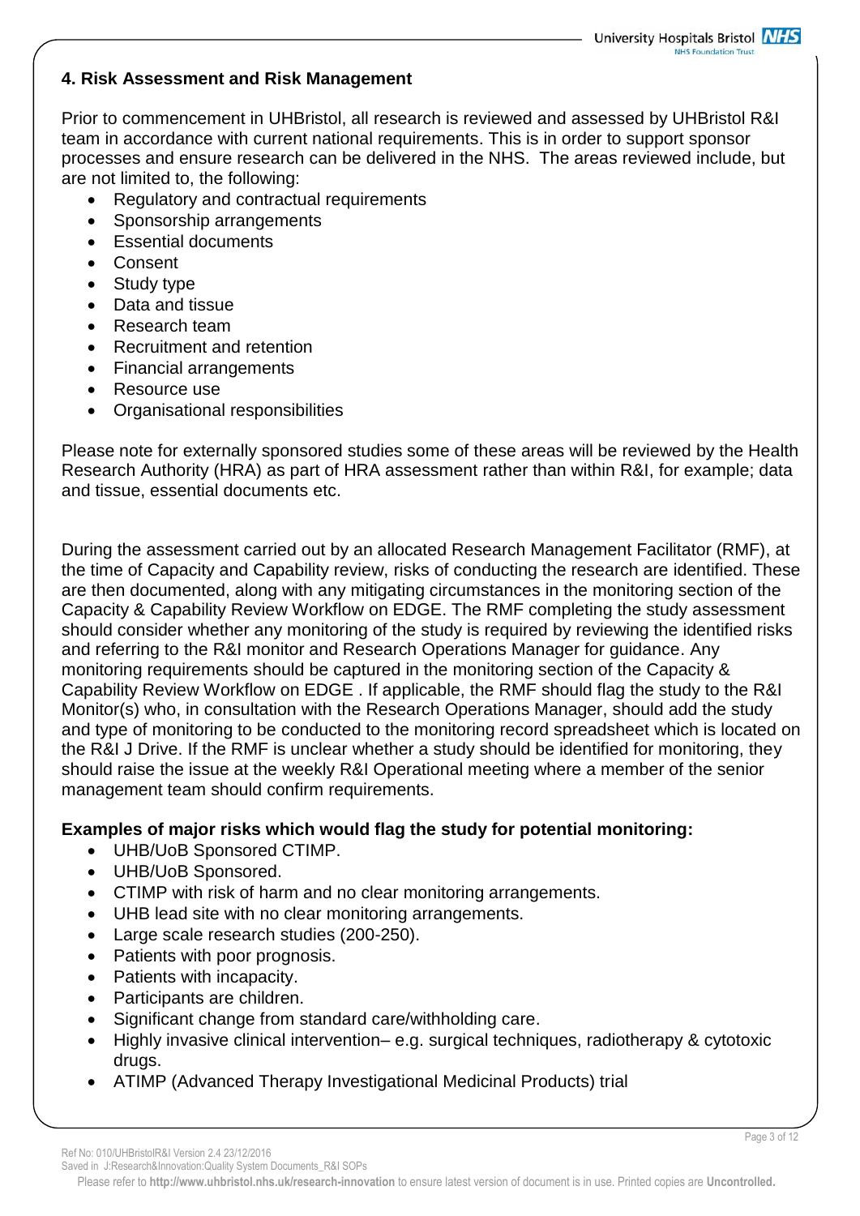## 4. Risk Assessment and Risk Management

Prior to commencement in UHBristol, all research is reviewed and assessed by UHBristol R&I team in accordance with current national requirements. This is in order to support sponsor processes and ensure research can be delivered in the NHS. The areas reviewed include, but are not limited to, the following:

- Regulatory and contractual requirements
- Sponsorship arrangements
- Essential documents
- Consent
- Study type
- Data and tissue
- Research team
- Recruitment and retention
- Financial arrangements
- Resource use
- Organisational responsibilities

Please note for externally sponsored studies some of these areas will be reviewed by the Health Research Authority (HRA) as part of HRA assessment rather than within R&I, for example; data and tissue, essential documents etc.

During the assessment carried out by an allocated Research Management Facilitator (RMF), at the time of Capacity and Capability review, risks of conducting the research are identified. These are then documented, along with any mitigating circumstances in the monitoring section of the Capacity & Capability Review Workflow on EDGE. The RMF completing the study assessment should consider whether any monitoring of the study is required by reviewing the identified risks and referring to the R&I monitor and Research Operations Manager for guidance. Any monitoring requirements should be captured in the monitoring section of the Capacity & Capability Review Workflow on EDGE . If applicable, the RMF should flag the study to the R&I Monitor(s) who, in consultation with the Research Operations Manager, should add the study and type of monitoring to be conducted to the monitoring record spreadsheet which is located on the R&I J Drive. If the RMF is unclear whether a study should be identified for monitoring, they should raise the issue at the weekly R&I Operational meeting where a member of the senior management team should confirm requirements.

**Examples of major risks which would flag the study for potential monitoring:**

- UHB/UoB Sponsored CTIMP.
- UHB/UoB Sponsored.
- CTIMP with risk of harm and no clear monitoring arrangements.
- UHB lead site with no clear monitoring arrangements.
- Large scale research studies (200-250).
- Patients with poor prognosis.
- Patients with incapacity.
- Participants are children.
- Significant change from standard care/withholding care.
- Highly invasive clinical intervention– e.g. surgical techniques, radiotherapy & cytotoxic drugs.
- ATIMP (Advanced Therapy Investigational Medicinal Products) trial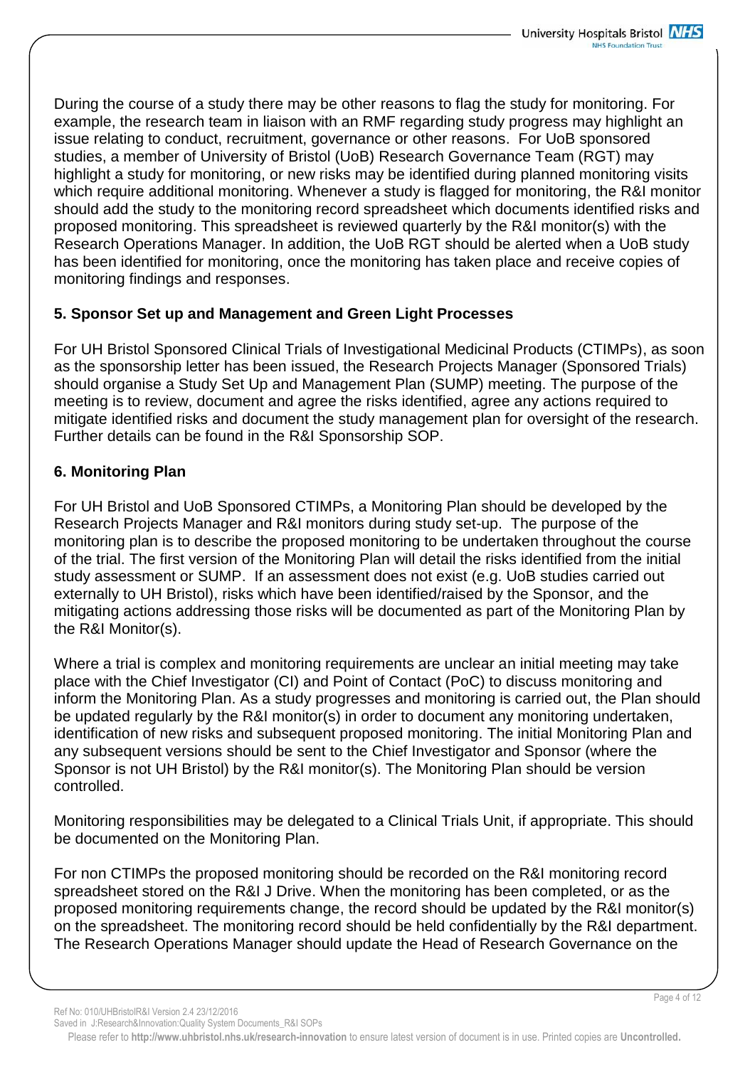During the course of a study there may be other reasons to flag the study for monitoring. For example, the research team in liaison with an RMF regarding study progress may highlight an issue relating to conduct, recruitment, governance or other reasons. For UoB sponsored studies, a member of University of Bristol (UoB) Research Governance Team (RGT) may highlight a study for monitoring, or new risks may be identified during planned monitoring visits which require additional monitoring. Whenever a study is flagged for monitoring, the R&I monitor should add the study to the monitoring record spreadsheet which documents identified risks and proposed monitoring. This spreadsheet is reviewed quarterly by the R&I monitor(s) with the Research Operations Manager. In addition, the UoB RGT should be alerted when a UoB study has been identified for monitoring, once the monitoring has taken place and receive copies of monitoring findings and responses.

## 5. Sponsor Set up and Management and Green Light Processes

For UH Bristol Sponsored Clinical Trials of Investigational Medicinal Products (CTIMPs), as soon as the sponsorship letter has been issued, the Research Projects Manager (Sponsored Trials) should organise a Study Set Up and Management Plan (SUMP) meeting. The purpose of the meeting is to review, document and agree the risks identified, agree any actions required to mitigate identified risks and document the study management plan for oversight of the research. Further details can be found in the R&I Sponsorship SOP.

## 6. Monitoring Plan

For UH Bristol and UoB Sponsored CTIMPs, a Monitoring Plan should be developed by the Research Projects Manager and R&I monitors during study set-up. The purpose of the monitoring plan is to describe the proposed monitoring to be undertaken throughout the course of the trial. The first version of the Monitoring Plan will detail the risks identified from the initial study assessment or SUMP. If an assessment does not exist (e.g. UoB studies carried out externally to UH Bristol), risks which have been identified/raised by the Sponsor, and the mitigating actions addressing those risks will be documented as part of the Monitoring Plan by the R&I Monitor(s).

Where a trial is complex and monitoring requirements are unclear an initial meeting may take place with the Chief Investigator (CI) and Point of Contact (PoC) to discuss monitoring and inform the Monitoring Plan. As a study progresses and monitoring is carried out, the Plan should be updated regularly by the R&I monitor(s) in order to document any monitoring undertaken, identification of new risks and subsequent proposed monitoring. The initial Monitoring Plan and any subsequent versions should be sent to the Chief Investigator and Sponsor (where the Sponsor is not UH Bristol) by the R&I monitor(s). The Monitoring Plan should be version controlled.

Monitoring responsibilities may be delegated to a Clinical Trials Unit, if appropriate. This should be documented on the Monitoring Plan.

For non CTIMPs the proposed monitoring should be recorded on the R&I monitoring record spreadsheet stored on the R&I J Drive. When the monitoring has been completed, or as the proposed monitoring requirements change, the record should be updated by the R&I monitor(s) on the spreadsheet. The monitoring record should be held confidentially by the R&I department. The Research Operations Manager should update the Head of Research Governance on the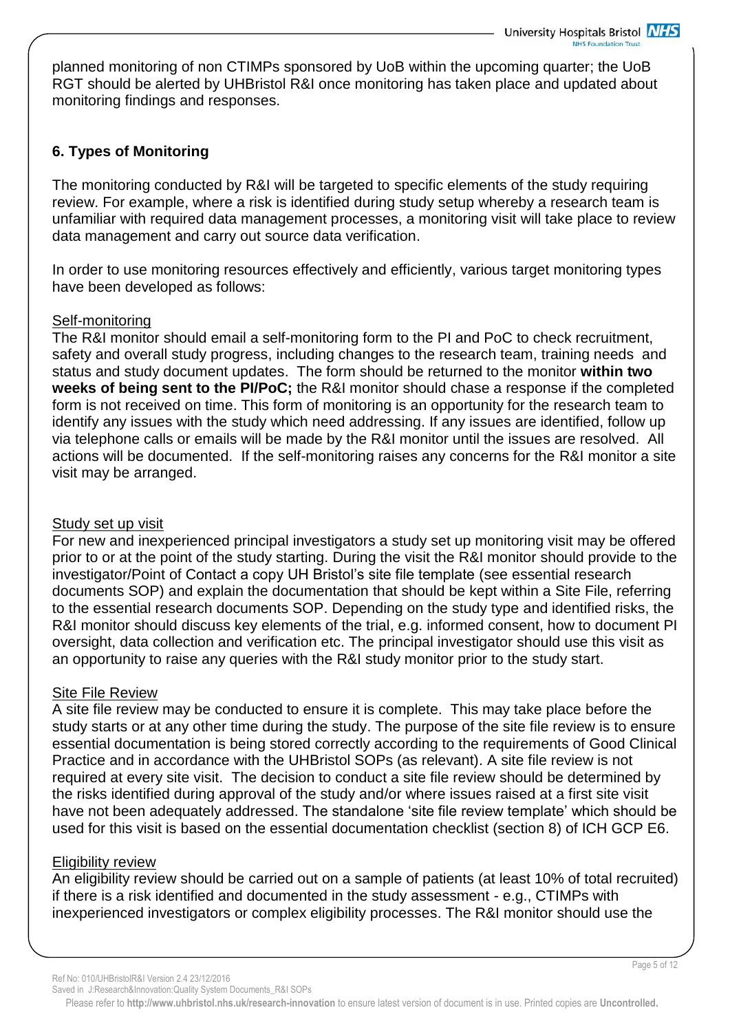planned monitoring of non CTIMPs sponsored by UoB within the upcoming quarter; the UoB RGT should be alerted by UHBristol R&I once monitoring has taken place and updated about monitoring findings and responses.

## 6. Types of Monitoring

The monitoring conducted by R&I will be targeted to specific elements of the study requiring review. For example, where a risk is identified during study setup whereby a research team is unfamiliar with required data management processes, a monitoring visit will take place to review data management and carry out source data verification.

In order to use monitoring resources effectively and efficiently, various target monitoring types have been developed as follows:

### Self-monitoring

The R&I monitor should email a self-monitoring form to the PI and PoC to check recruitment, safety and overall study progress, including changes to the research team, training needs and status and study document updates. The form should be returned to the monitor **within two weeks of being sent to the PI/PoC;** the R&I monitor should chase a response if the completed form is not received on time. This form of monitoring is an opportunity for the research team to identify any issues with the study which need addressing. If any issues are identified, follow up via telephone calls or emails will be made by the R&I monitor until the issues are resolved. All actions will be documented. If the self-monitoring raises any concerns for the R&I monitor a site visit may be arranged.

### Study set up visit

For new and inexperienced principal investigators a study set up monitoring visit may be offered prior to or at the point of the study starting. During the visit the R&I monitor should provide to the investigator/Point of Contact a copy UH Bristol's site file template (see essential research documents SOP) and explain the documentation that should be kept within a Site File, referring to the essential research documents SOP. Depending on the study type and identified risks, the R&I monitor should discuss key elements of the trial, e.g. informed consent, how to document PI oversight, data collection and verification etc. The principal investigator should use this visit as an opportunity to raise any queries with the R&I study monitor prior to the study start.

### Site File Review

A site file review may be conducted to ensure it is complete. This may take place before the study starts or at any other time during the study. The purpose of the site file review is to ensure essential documentation is being stored correctly according to the requirements of Good Clinical Practice and in accordance with the UHBristol SOPs (as relevant). A site file review is not required at every site visit. The decision to conduct a site file review should be determined by the risks identified during approval of the study and/or where issues raised at a first site visit have not been adequately addressed. The standalone 'site file review template' which should be used for this visit is based on the essential documentation checklist (section 8) of ICH GCP E6.

### Eligibility review

An eligibility review should be carried out on a sample of patients (at least 10% of total recruited) if there is a risk identified and documented in the study assessment - e.g., CTIMPs with inexperienced investigators or complex eligibility processes. The R&I monitor should use the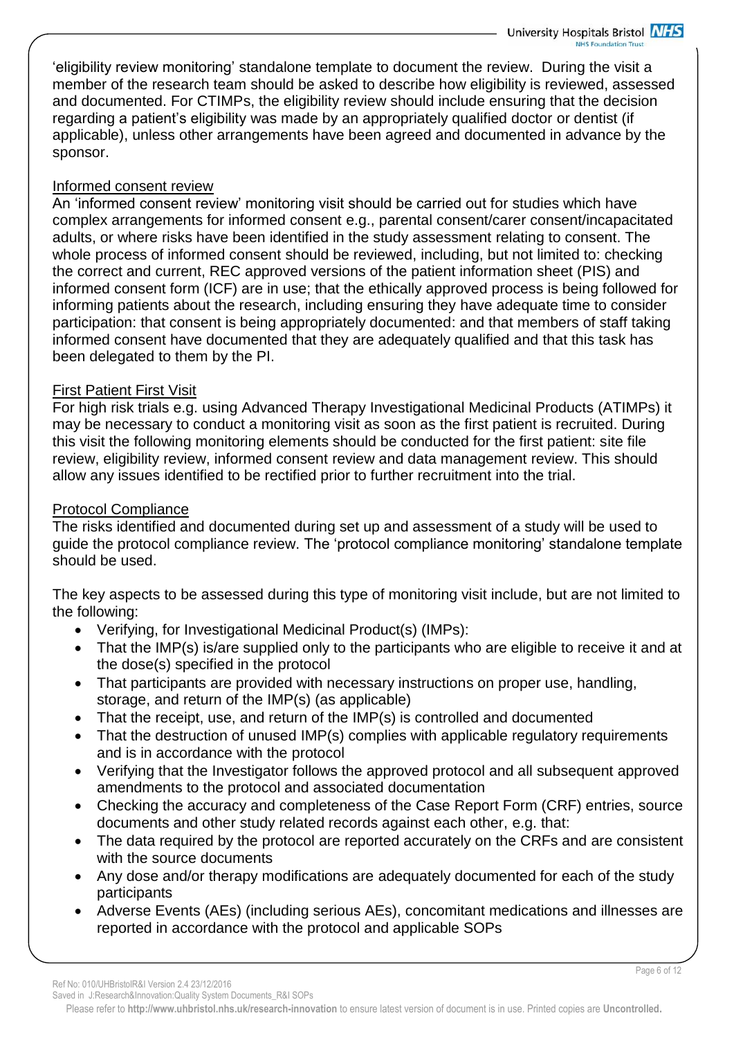'eligibility review monitoring' standalone template to document the review. During the visit a member of the research team should be asked to describe how eligibility is reviewed, assessed and documented. For CTIMPs, the eligibility review should include ensuring that the decision regarding a patient's eligibility was made by an appropriately qualified doctor or dentist (if applicable), unless other arrangements have been agreed and documented in advance by the sponsor.

### Informed consent review

An 'informed consent review' monitoring visit should be carried out for studies which have complex arrangements for informed consent e.g., parental consent/carer consent/incapacitated adults, or where risks have been identified in the study assessment relating to consent. The whole process of informed consent should be reviewed, including, but not limited to: checking the correct and current, REC approved versions of the patient information sheet (PIS) and informed consent form (ICF) are in use; that the ethically approved process is being followed for informing patients about the research, including ensuring they have adequate time to consider participation: that consent is being appropriately documented: and that members of staff taking informed consent have documented that they are adequately qualified and that this task has been delegated to them by the PI.

### First Patient First Visit

For high risk trials e.g. using Advanced Therapy Investigational Medicinal Products (ATIMPs) it may be necessary to conduct a monitoring visit as soon as the first patient is recruited. During this visit the following monitoring elements should be conducted for the first patient: site file review, eligibility review, informed consent review and data management review. This should allow any issues identified to be rectified prior to further recruitment into the trial.

### Protocol Compliance

The risks identified and documented during set up and assessment of a study will be used to guide the protocol compliance review. The 'protocol compliance monitoring' standalone template should be used.

The key aspects to be assessed during this type of monitoring visit include, but are not limited to the following:

- Verifying, for Investigational Medicinal Product(s) (IMPs):
- That the IMP(s) is/are supplied only to the participants who are eligible to receive it and at the dose(s) specified in the protocol
- That participants are provided with necessary instructions on proper use, handling, storage, and return of the IMP(s) (as applicable)
- That the receipt, use, and return of the IMP(s) is controlled and documented
- That the destruction of unused IMP(s) complies with applicable regulatory requirements and is in accordance with the protocol
- Verifying that the Investigator follows the approved protocol and all subsequent approved amendments to the protocol and associated documentation
- Checking the accuracy and completeness of the Case Report Form (CRF) entries, source documents and other study related records against each other, e.g. that:
- The data required by the protocol are reported accurately on the CRFs and are consistent with the source documents
- Any dose and/or therapy modifications are adequately documented for each of the study participants
- Adverse Events (AEs) (including serious AEs), concomitant medications and illnesses are reported in accordance with the protocol and applicable SOPs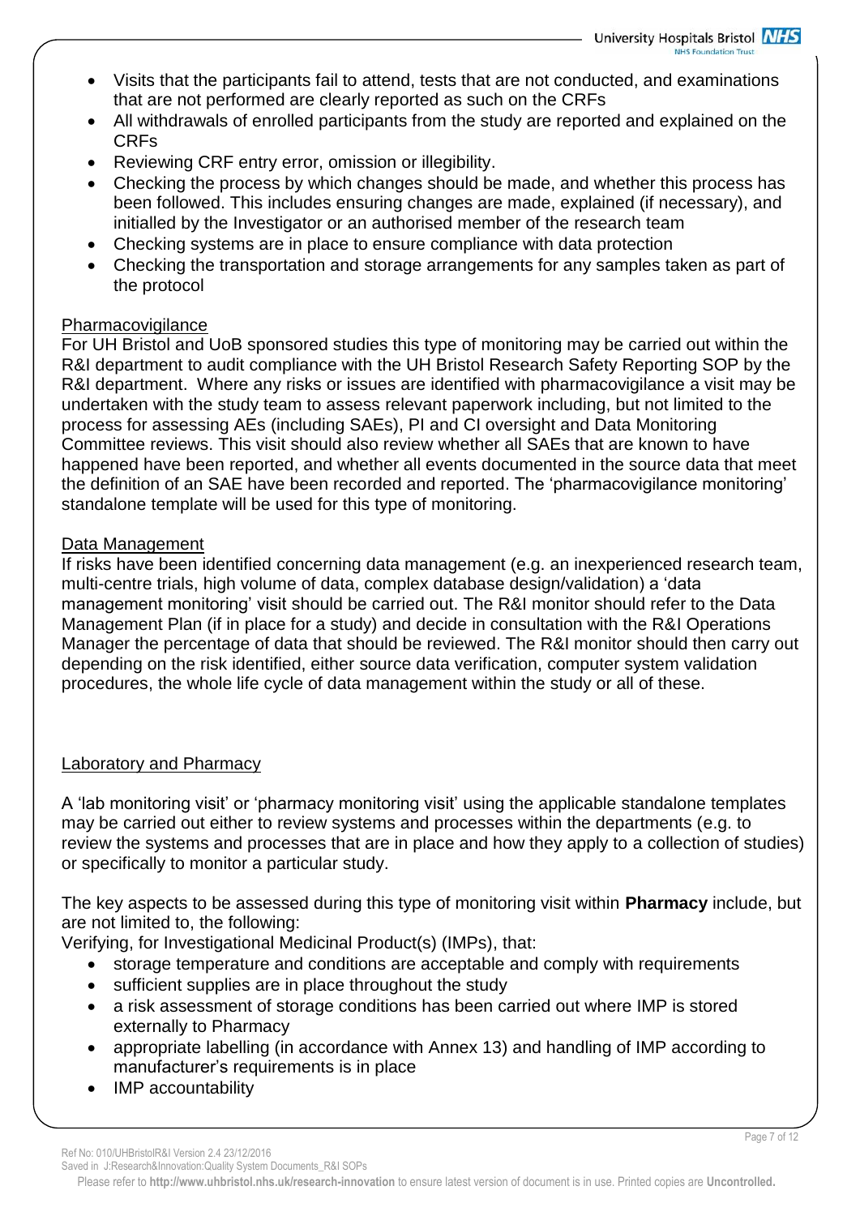- Visits that the participants fail to attend, tests that are not conducted, and examinations that are not performed are clearly reported as such on the CRFs
- All withdrawals of enrolled participants from the study are reported and explained on the CRFs
- Reviewing CRF entry error, omission or illegibility.
- Checking the process by which changes should be made, and whether this process has been followed. This includes ensuring changes are made, explained (if necessary), and initialled by the Investigator or an authorised member of the research team
- Checking systems are in place to ensure compliance with data protection
- Checking the transportation and storage arrangements for any samples taken as part of the protocol

Pharmacovigilance

For UH Bristol and UoB sponsored studies this type of monitoring may be carried out within the R&I department to audit compliance with the UH Bristol Research Safety Reporting SOP by the R&I department. Where any risks or issues are identified with pharmacovigilance a visit may be undertaken with the study team to assess relevant paperwork including, but not limited to the process for assessing AEs (including SAEs), PI and CI oversight and Data Monitoring Committee reviews. This visit should also review whether all SAEs that are known to have happened have been reported, and whether all events documented in the source data that meet the definition of an SAE have been recorded and reported. The 'pharmacovigilance monitoring' standalone template will be used for this type of monitoring.

Data Management

If risks have been identified concerning data management (e.g. an inexperienced research team, multi-centre trials, high volume of data, complex database design/validation) a 'data management monitoring' visit should be carried out. The R&I monitor should refer to the Data Management Plan (if in place for a study) and decide in consultation with the R&I Operations Manager the percentage of data that should be reviewed. The R&I monitor should then carry out depending on the risk identified, either source data verification, computer system validation procedures, the whole life cycle of data management within the study or all of these.

Laboratory and Pharmacy

A 'lab monitoring visit' or 'pharmacy monitoring visit' using the applicable standalone templates may be carried out either to review the systems and processes within the departments (e.g. to review the systems and processes that are in place and how they apply to a collection of studies) or specifically to monitor a particular study.

The key aspects to be assessed during this type of monitoring visit within **Pharmacy** include, but are not limited to, the following:

Verifying, for Investigational Medicinal Product(s) (IMPs), that:

- storage temperature and conditions are acceptable and comply with requirements
- sufficient supplies are in place throughout the study
- a risk assessment of storage conditions has been carried out where IMP is stored externally to Pharmacy
- appropriate labelling (in accordance with Annex 13) and handling of IMP according to manufacturer's requirements is in place
- IMP accountability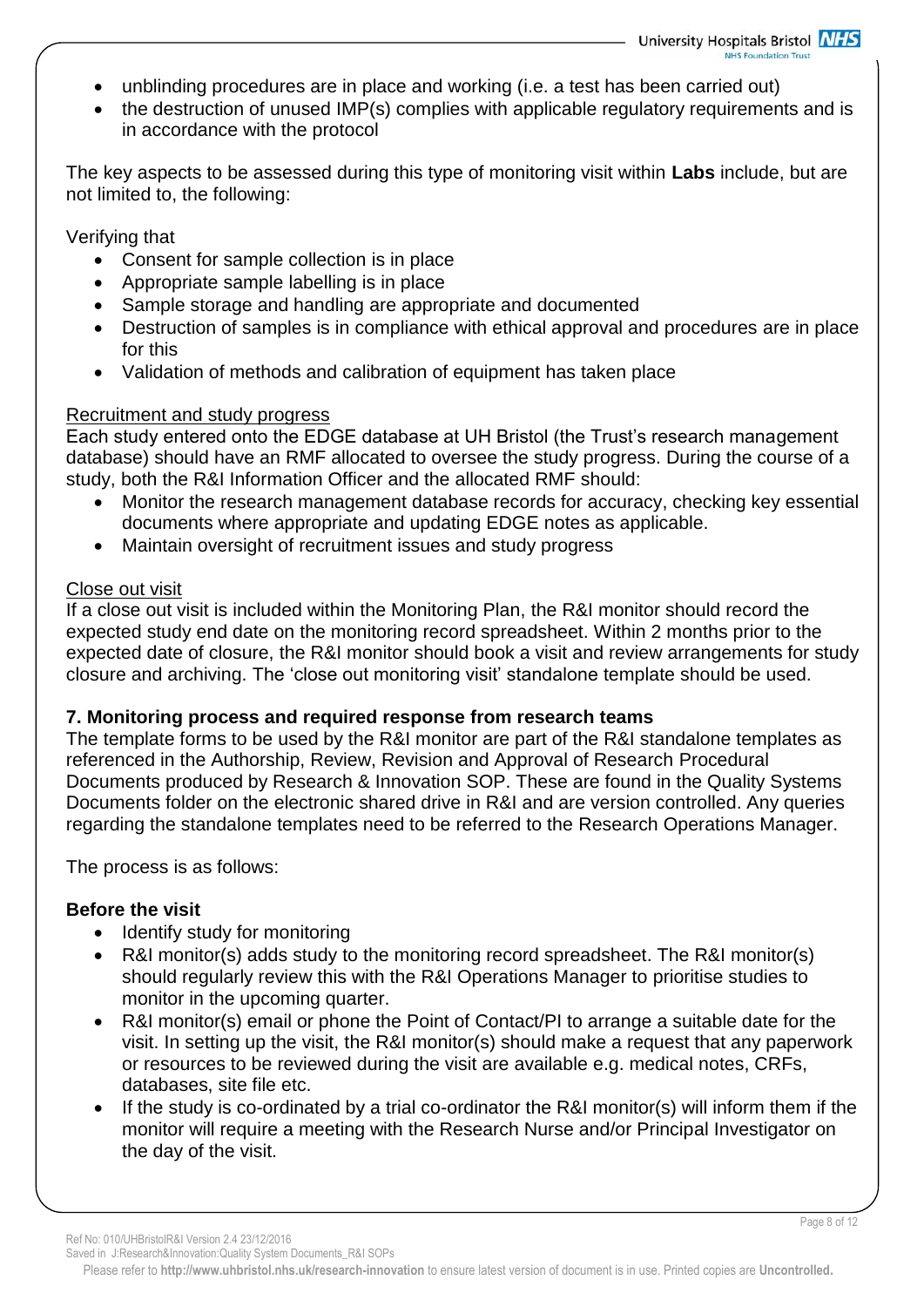- unblinding procedures are in place and working (i.e. a test has been carried out)
- the destruction of unused IMP(s) complies with applicable regulatory requirements and is in accordance with the protocol

The key aspects to be assessed during this type of monitoring visit within **Labs** include, but are not limited to, the following:

Verifying that

- Consent for sample collection is in place
- Appropriate sample labelling is in place
- Sample storage and handling are appropriate and documented
- Destruction of samples is in compliance with ethical approval and procedures are in place for this
- Validation of methods and calibration of equipment has taken place

Recruitment and study progress

Each study entered onto the EDGE database at UH Bristol (the Trust's research management database) should have an RMF allocated to oversee the study progress. During the course of a study, both the R&I Information Officer and the allocated RMF should:

- Monitor the research management database records for accuracy, checking key essential documents where appropriate and updating EDGE notes as applicable.
- Maintain oversight of recruitment issues and study progress

Close out visit

If a close out visit is included within the Monitoring Plan, the R&I monitor should record the expected study end date on the monitoring record spreadsheet. Within 2 months prior to the expected date of closure, the R&I monitor should book a visit and review arrangements for study closure and archiving. The 'close out monitoring visit' standalone template should be used.

## 7. Monitoring process and required response from research teams

The template forms to be used by the R&I monitor are part of the R&I standalone templates as referenced in the Authorship, Review, Revision and Approval of Research Procedural Documents produced by Research & Innovation SOP. These are found in the Quality Systems Documents folder on the electronic shared drive in R&I and are version controlled. Any queries regarding the standalone templates need to be referred to the Research Operations Manager.

The process is as follows:

**Before the visit**

- Identify study for monitoring
- R&I monitor(s) adds study to the monitoring record spreadsheet. The R&I monitor(s) should regularly review this with the R&I Operations Manager to prioritise studies to monitor in the upcoming quarter.
- R&I monitor(s) email or phone the Point of Contact/PI to arrange a suitable date for the visit. In setting up the visit, the R&I monitor(s) should make a request that any paperwork or resources to be reviewed during the visit are available e.g. medical notes, CRFs, databases, site file etc.
- If the study is co-ordinated by a trial co-ordinator the R&I monitor(s) will inform them if the monitor will require a meeting with the Research Nurse and/or Principal Investigator on the day of the visit.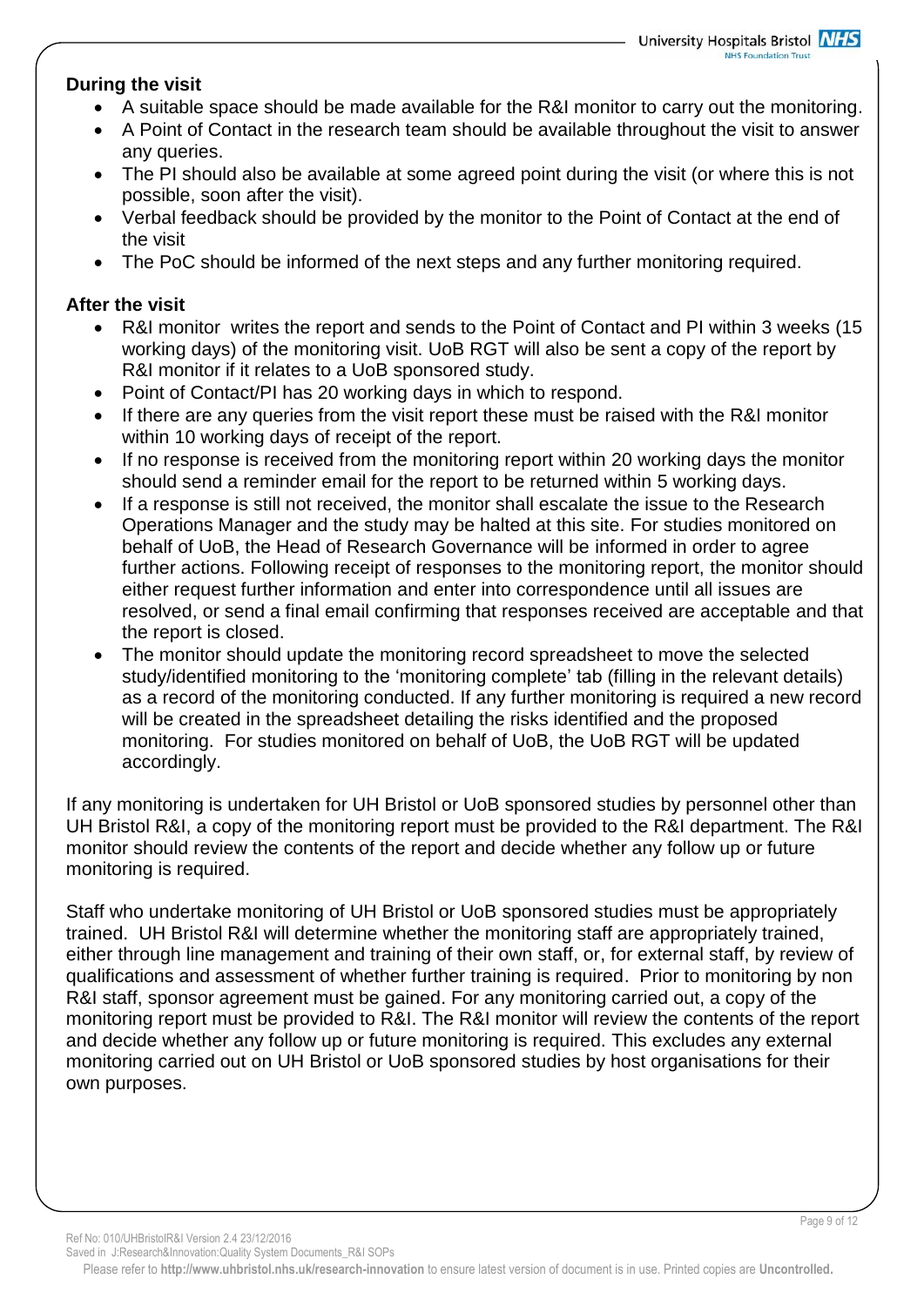**During the visit**

- A suitable space should be made available for the R&I monitor to carry out the monitoring.
- A Point of Contact in the research team should be available throughout the visit to answer any queries.
- The PI should also be available at some agreed point during the visit (or where this is not possible, soon after the visit).
- Verbal feedback should be provided by the monitor to the Point of Contact at the end of the visit
- The PoC should be informed of the next steps and any further monitoring required.

**After the visit**

- R&I monitor writes the report and sends to the Point of Contact and PI within 3 weeks (15 working days) of the monitoring visit. UoB RGT will also be sent a copy of the report by R&I monitor if it relates to a UoB sponsored study.
- Point of Contact/PI has 20 working days in which to respond.
- If there are any queries from the visit report these must be raised with the R&I monitor within 10 working days of receipt of the report.
- If no response is received from the monitoring report within 20 working days the monitor should send a reminder email for the report to be returned within 5 working days.
- If a response is still not received, the monitor shall escalate the issue to the Research Operations Manager and the study may be halted at this site. For studies monitored on behalf of UoB, the Head of Research Governance will be informed in order to agree further actions. Following receipt of responses to the monitoring report, the monitor should either request further information and enter into correspondence until all issues are resolved, or send a final email confirming that responses received are acceptable and that the report is closed.
- The monitor should update the monitoring record spreadsheet to move the selected study/identified monitoring to the 'monitoring complete' tab (filling in the relevant details) as a record of the monitoring conducted. If any further monitoring is required a new record will be created in the spreadsheet detailing the risks identified and the proposed monitoring. For studies monitored on behalf of UoB, the UoB RGT will be updated accordingly.

If any monitoring is undertaken for UH Bristol or UoB sponsored studies by personnel other than UH Bristol R&I, a copy of the monitoring report must be provided to the R&I department. The R&I monitor should review the contents of the report and decide whether any follow up or future monitoring is required.

Staff who undertake monitoring of UH Bristol or UoB sponsored studies must be appropriately trained. UH Bristol R&I will determine whether the monitoring staff are appropriately trained, either through line management and training of their own staff, or, for external staff, by review of qualifications and assessment of whether further training is required. Prior to monitoring by non R&I staff, sponsor agreement must be gained. For any monitoring carried out, a copy of the monitoring report must be provided to R&I. The R&I monitor will review the contents of the report and decide whether any follow up or future monitoring is required. This excludes any external monitoring carried out on UH Bristol or UoB sponsored studies by host organisations for their own purposes.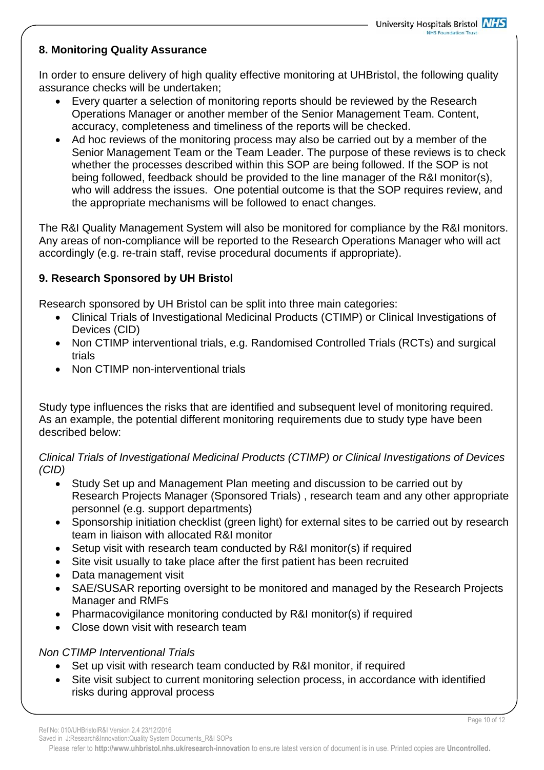## 8. Monitoring Quality Assurance

In order to ensure delivery of high quality effective monitoring at UHBristol, the following quality assurance checks will be undertaken;

- Every quarter a selection of monitoring reports should be reviewed by the Research Operations Manager or another member of the Senior Management Team. Content, accuracy, completeness and timeliness of the reports will be checked.
- Ad hoc reviews of the monitoring process may also be carried out by a member of the Senior Management Team or the Team Leader. The purpose of these reviews is to check whether the processes described within this SOP are being followed. If the SOP is not being followed, feedback should be provided to the line manager of the R&I monitor(s), who will address the issues. One potential outcome is that the SOP requires review, and the appropriate mechanisms will be followed to enact changes.

The R&I Quality Management System will also be monitored for compliance by the R&I monitors. Any areas of non-compliance will be reported to the Research Operations Manager who will act accordingly (e.g. re-train staff, revise procedural documents if appropriate).

## 9. Research Sponsored by UH Bristol

Research sponsored by UH Bristol can be split into three main categories:

- Clinical Trials of Investigational Medicinal Products (CTIMP) or Clinical Investigations of Devices (CID)
- Non CTIMP interventional trials, e.g. Randomised Controlled Trials (RCTs) and surgical trials
- Non CTIMP non-interventional trials

Study type influences the risks that are identified and subsequent level of monitoring required. As an example, the potential different monitoring requirements due to study type have been described below:

*Clinical Trials of Investigational Medicinal Products (CTIMP) or Clinical Investigations of Devices (CID)*

- Study Set up and Management Plan meeting and discussion to be carried out by Research Projects Manager (Sponsored Trials) , research team and any other appropriate personnel (e.g. support departments)
- Sponsorship initiation checklist (green light) for external sites to be carried out by research team in liaison with allocated R&I monitor
- Setup visit with research team conducted by R&I monitor(s) if required
- Site visit usually to take place after the first patient has been recruited
- Data management visit
- SAE/SUSAR reporting oversight to be monitored and managed by the Research Projects Manager and RMFs
- Pharmacovigilance monitoring conducted by R&I monitor(s) if required
- Close down visit with research team

*Non CTIMP Interventional Trials*

- Set up visit with research team conducted by R&I monitor, if required
- Site visit subject to current monitoring selection process, in accordance with identified risks during approval process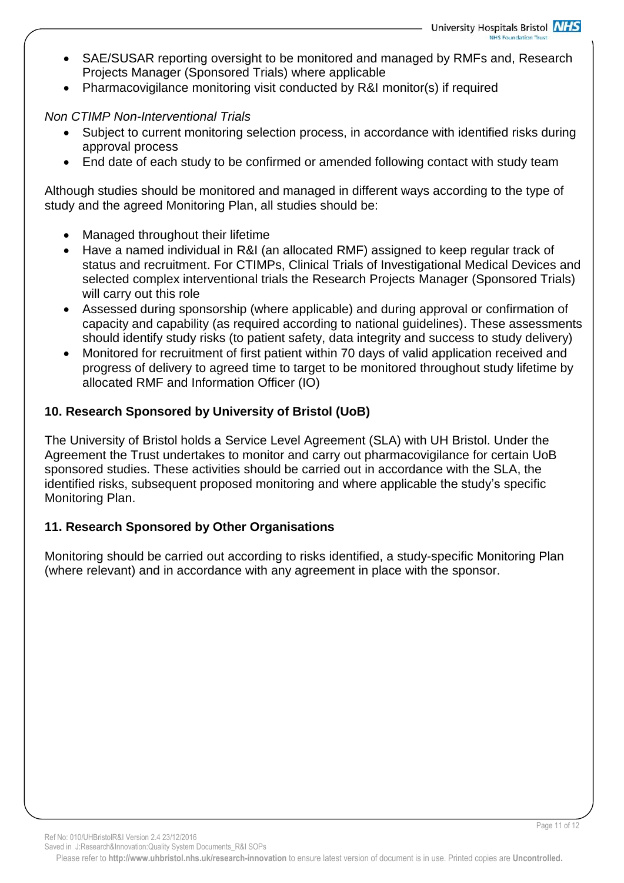- SAE/SUSAR reporting oversight to be monitored and managed by RMFs and, Research Projects Manager (Sponsored Trials) where applicable
- Pharmacovigilance monitoring visit conducted by R&I monitor(s) if required

*Non CTIMP Non-Interventional Trials*

- Subject to current monitoring selection process, in accordance with identified risks during approval process
- End date of each study to be confirmed or amended following contact with study team

Although studies should be monitored and managed in different ways according to the type of study and the agreed Monitoring Plan, all studies should be:

- Managed throughout their lifetime
- Have a named individual in R&I (an allocated RMF) assigned to keep regular track of status and recruitment. For CTIMPs, Clinical Trials of Investigational Medical Devices and selected complex interventional trials the Research Projects Manager (Sponsored Trials) will carry out this role
- Assessed during sponsorship (where applicable) and during approval or confirmation of capacity and capability (as required according to national guidelines). These assessments should identify study risks (to patient safety, data integrity and success to study delivery)
- Monitored for recruitment of first patient within 70 days of valid application received and progress of delivery to agreed time to target to be monitored throughout study lifetime by allocated RMF and Information Officer (IO)

## 10. Research Sponsored by University of Bristol (UoB)

The University of Bristol holds a Service Level Agreement (SLA) with UH Bristol. Under the Agreement the Trust undertakes to monitor and carry out pharmacovigilance for certain UoB sponsored studies. These activities should be carried out in accordance with the SLA, the identified risks, subsequent proposed monitoring and where applicable the study's specific Monitoring Plan.

## 11. Research Sponsored by Other Organisations

Monitoring should be carried out according to risks identified, a study-specific Monitoring Plan (where relevant) and in accordance with any agreement in place with the sponsor.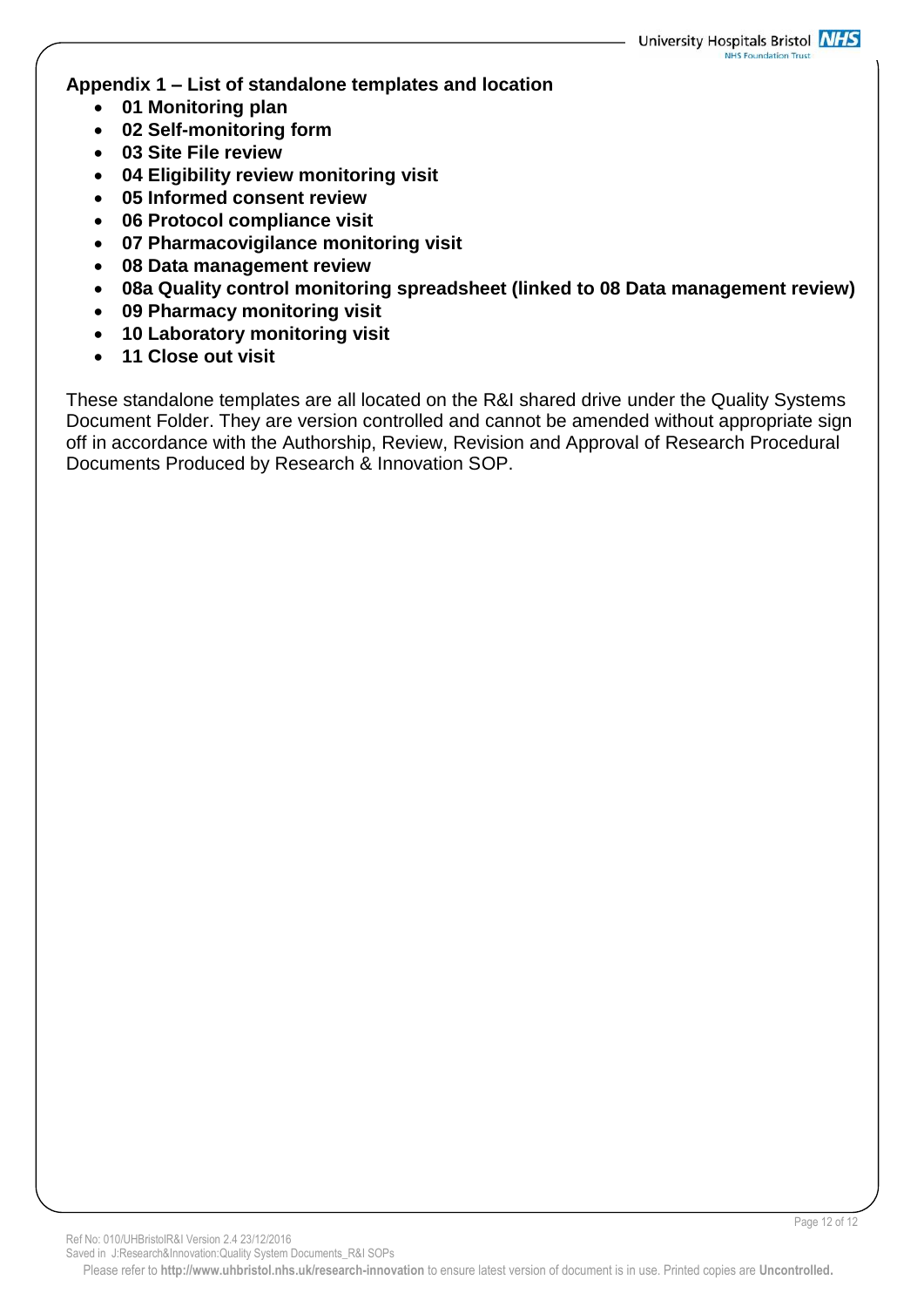## Appendix 1 – List of standalone templates and location

- **01 Monitoring plan**
- **02 Self-monitoring form**
- **03 Site File review**
- **04 Eligibility review monitoring visit**
- **05 Informed consent review**
- **06 Protocol compliance visit**
- **07 Pharmacovigilance monitoring visit**
- **08 Data management review**
- **08a Quality control monitoring spreadsheet (linked to 08 Data management review)**
- **09 Pharmacy monitoring visit**
- **10 Laboratory monitoring visit**
- **11 Close out visit**

These standalone templates are all located on the R&I shared drive under the Quality Systems Document Folder. They are version controlled and cannot be amended without appropriate sign off in accordance with the Authorship, Review, Revision and Approval of Research Procedural Documents Produced by Research & Innovation SOP.